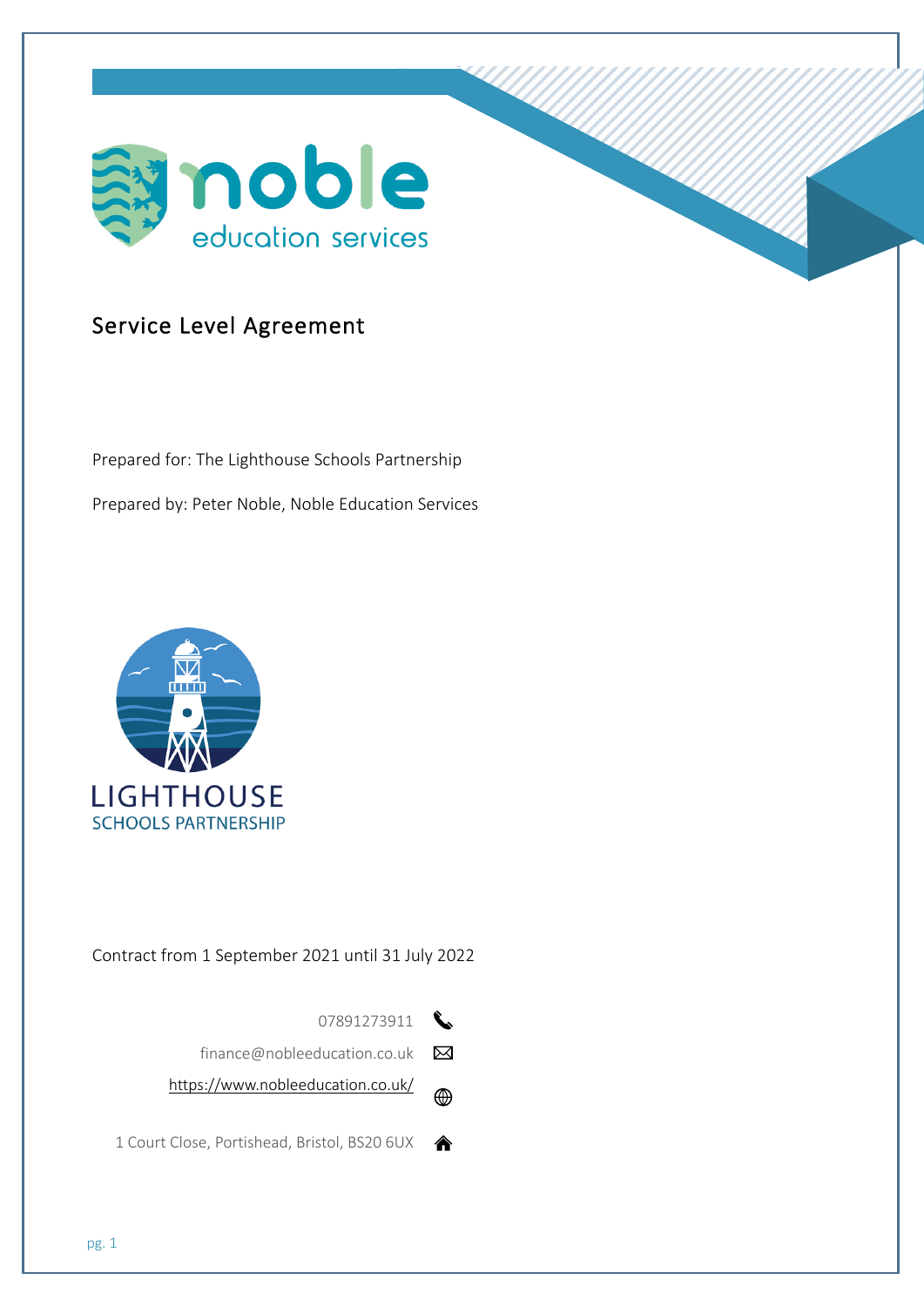noble

education services

# Service Level Agreement

Prepared for: The Lighthouse Schools Partnership

Prepared by: Peter Noble, Noble Education Services

LIGHTHOUSE
SCHOOLS PARTNERSHIP

Contract from 1 September 2021 until 31 July 2022

07891273911

finance@nobleeducation.co.uk

https://www.nobleeducation.co.uk/

1 Court Close, Portishead, Bristol, BS20 6UX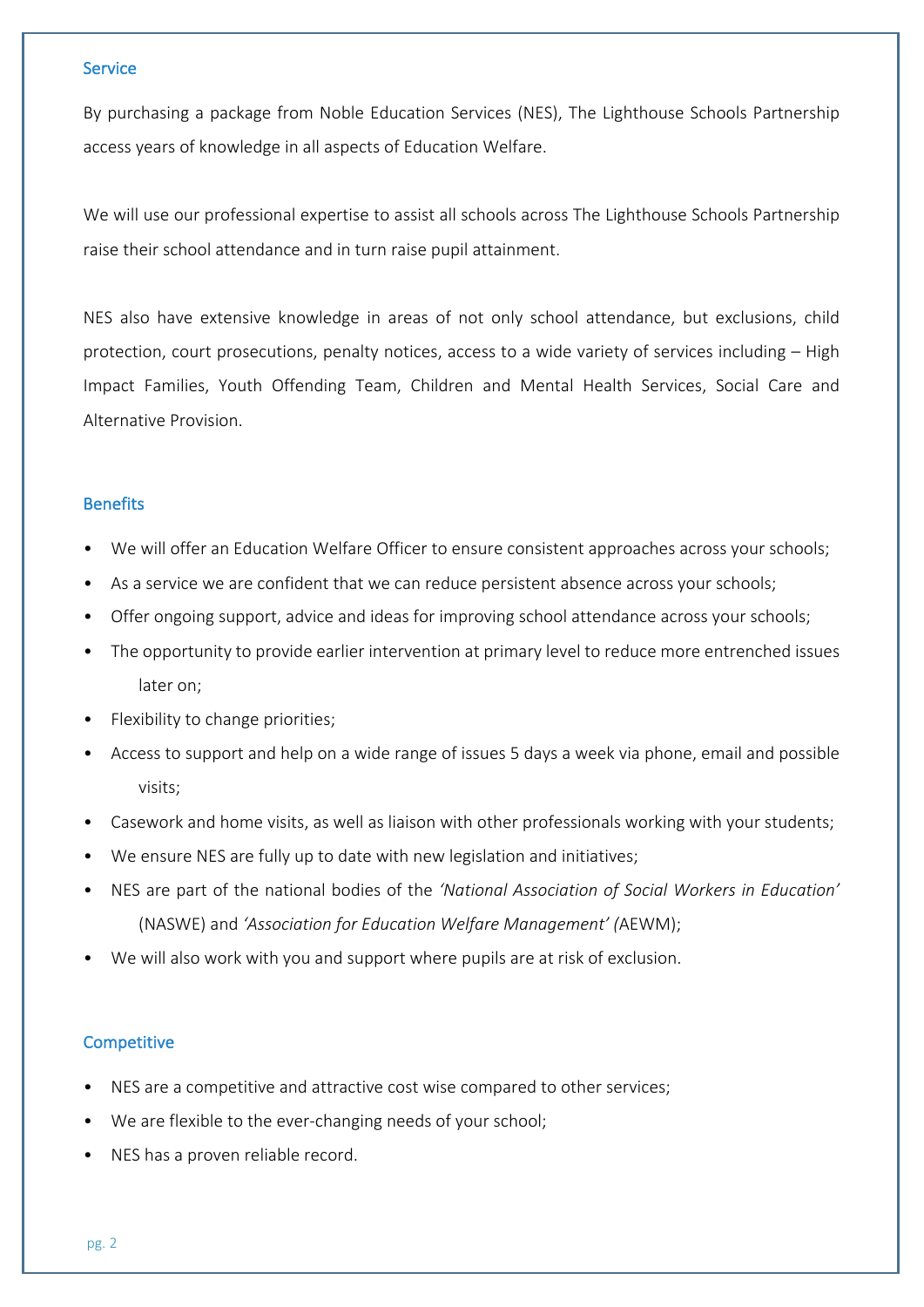## Service

By purchasing a package from Noble Education Services (NES), The Lighthouse Schools Partnership access years of knowledge in all aspects of Education Welfare.

We will use our professional expertise to assist all schools across The Lighthouse Schools Partnership raise their school attendance and in turn raise pupil attainment.

NES also have extensive knowledge in areas of not only school attendance, but exclusions, child protection, court prosecutions, penalty notices, access to a wide variety of services including – High Impact Families, Youth Offending Team, Children and Mental Health Services, Social Care and Alternative Provision.

## Benefits

- We will offer an Education Welfare Officer to ensure consistent approaches across your schools;
- As a service we are confident that we can reduce persistent absence across your schools;
- Offer ongoing support, advice and ideas for improving school attendance across your schools;
- The opportunity to provide earlier intervention at primary level to reduce more entrenched issues later on;
- Flexibility to change priorities;
- Access to support and help on a wide range of issues 5 days a week via phone, email and possible visits;
- Casework and home visits, as well as liaison with other professionals working with your students;
- We ensure NES are fully up to date with new legislation and initiatives;
- NES are part of the national bodies of the *'National Association of Social Workers in Education'* (NASWE) and *'Association for Education Welfare Management' (*AEWM);
- We will also work with you and support where pupils are at risk of exclusion.

## Competitive

- NES are a competitive and attractive cost wise compared to other services;
- We are flexible to the ever-changing needs of your school;
- NES has a proven reliable record.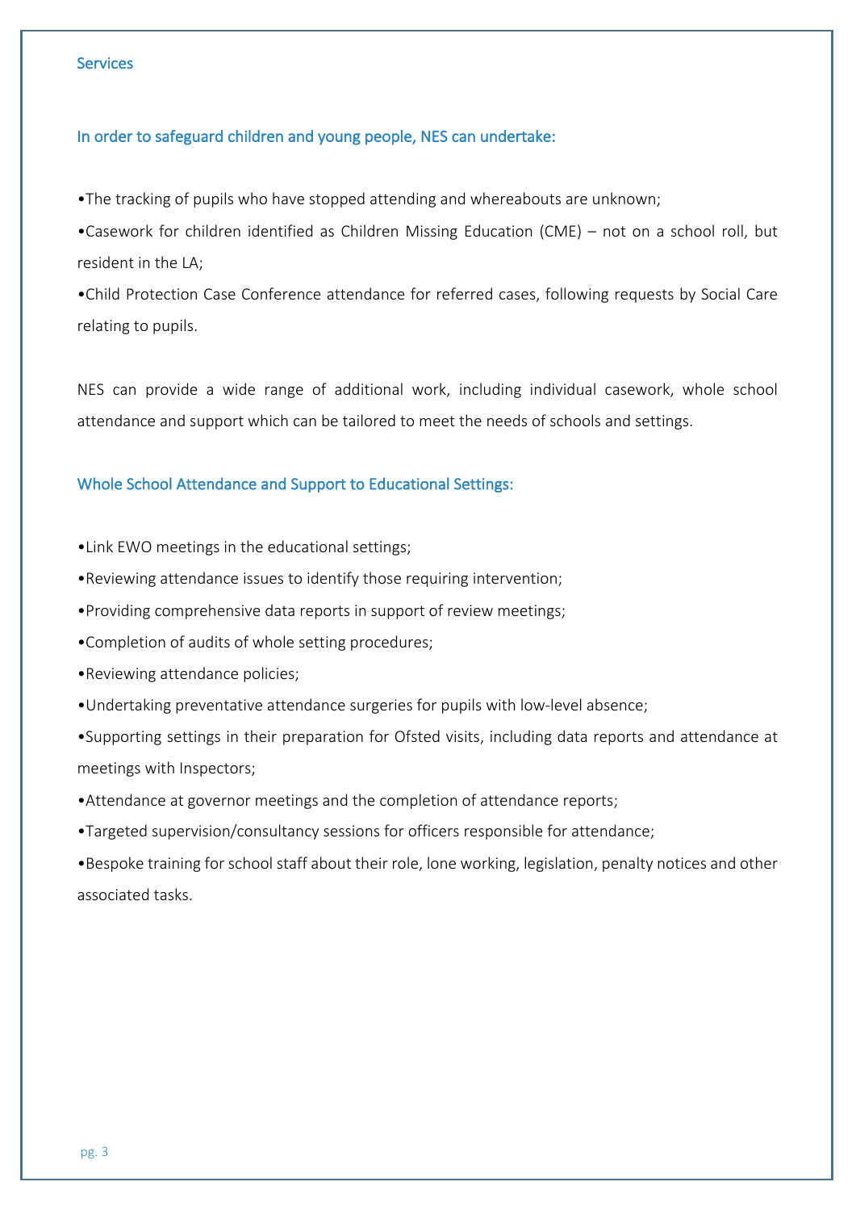## Services

### In order to safeguard children and young people, NES can undertake:

- The tracking of pupils who have stopped attending and whereabouts are unknown;
- Casework for children identified as Children Missing Education (CME) – not on a school roll, but resident in the LA;
- Child Protection Case Conference attendance for referred cases, following requests by Social Care relating to pupils.

NES can provide a wide range of additional work, including individual casework, whole school attendance and support which can be tailored to meet the needs of schools and settings.

### Whole School Attendance and Support to Educational Settings:

- Link EWO meetings in the educational settings;
- Reviewing attendance issues to identify those requiring intervention;
- Providing comprehensive data reports in support of review meetings;
- Completion of audits of whole setting procedures;
- Reviewing attendance policies;
- Undertaking preventative attendance surgeries for pupils with low-level absence;
- Supporting settings in their preparation for Ofsted visits, including data reports and attendance at meetings with Inspectors;
- Attendance at governor meetings and the completion of attendance reports;
- Targeted supervision/consultancy sessions for officers responsible for attendance;
- Bespoke training for school staff about their role, lone working, legislation, penalty notices and other associated tasks.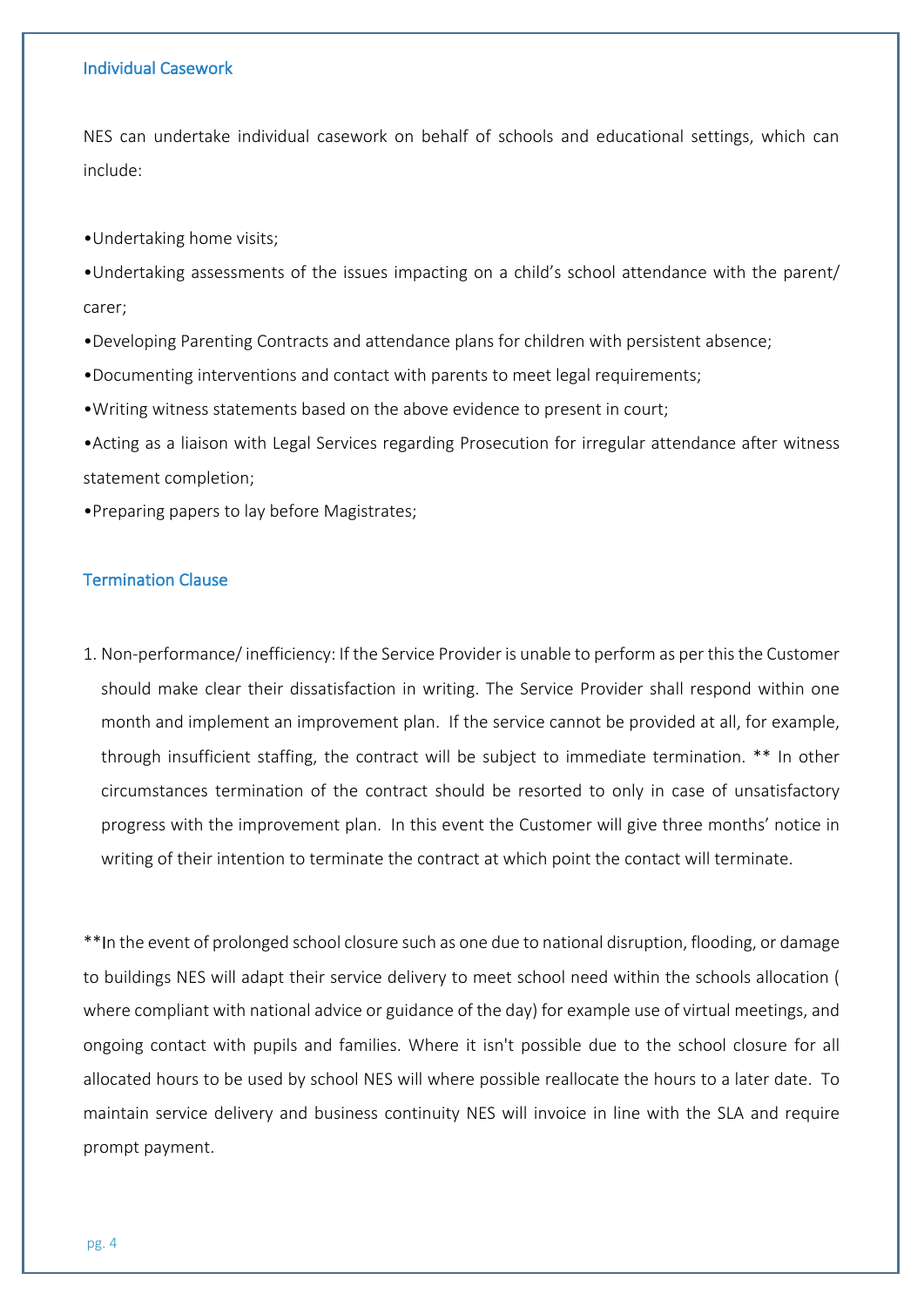## Individual Casework

NES can undertake individual casework on behalf of schools and educational settings, which can include:

•Undertaking home visits;

•Undertaking assessments of the issues impacting on a child's school attendance with the parent/ carer;

•Developing Parenting Contracts and attendance plans for children with persistent absence;

•Documenting interventions and contact with parents to meet legal requirements;

•Writing witness statements based on the above evidence to present in court;

•Acting as a liaison with Legal Services regarding Prosecution for irregular attendance after witness statement completion;

•Preparing papers to lay before Magistrates;

## Termination Clause

1. Non-performance/ inefficiency: If the Service Provider is unable to perform as per this the Customer should make clear their dissatisfaction in writing. The Service Provider shall respond within one month and implement an improvement plan. If the service cannot be provided at all, for example, through insufficient staffing, the contract will be subject to immediate termination. ** In other circumstances termination of the contract should be resorted to only in case of unsatisfactory progress with the improvement plan. In this event the Customer will give three months' notice in writing of their intention to terminate the contract at which point the contact will terminate.

**In the event of prolonged school closure such as one due to national disruption, flooding, or damage to buildings NES will adapt their service delivery to meet school need within the schools allocation ( where compliant with national advice or guidance of the day) for example use of virtual meetings, and ongoing contact with pupils and families. Where it isn't possible due to the school closure for all allocated hours to be used by school NES will where possible reallocate the hours to a later date. To maintain service delivery and business continuity NES will invoice in line with the SLA and require prompt payment.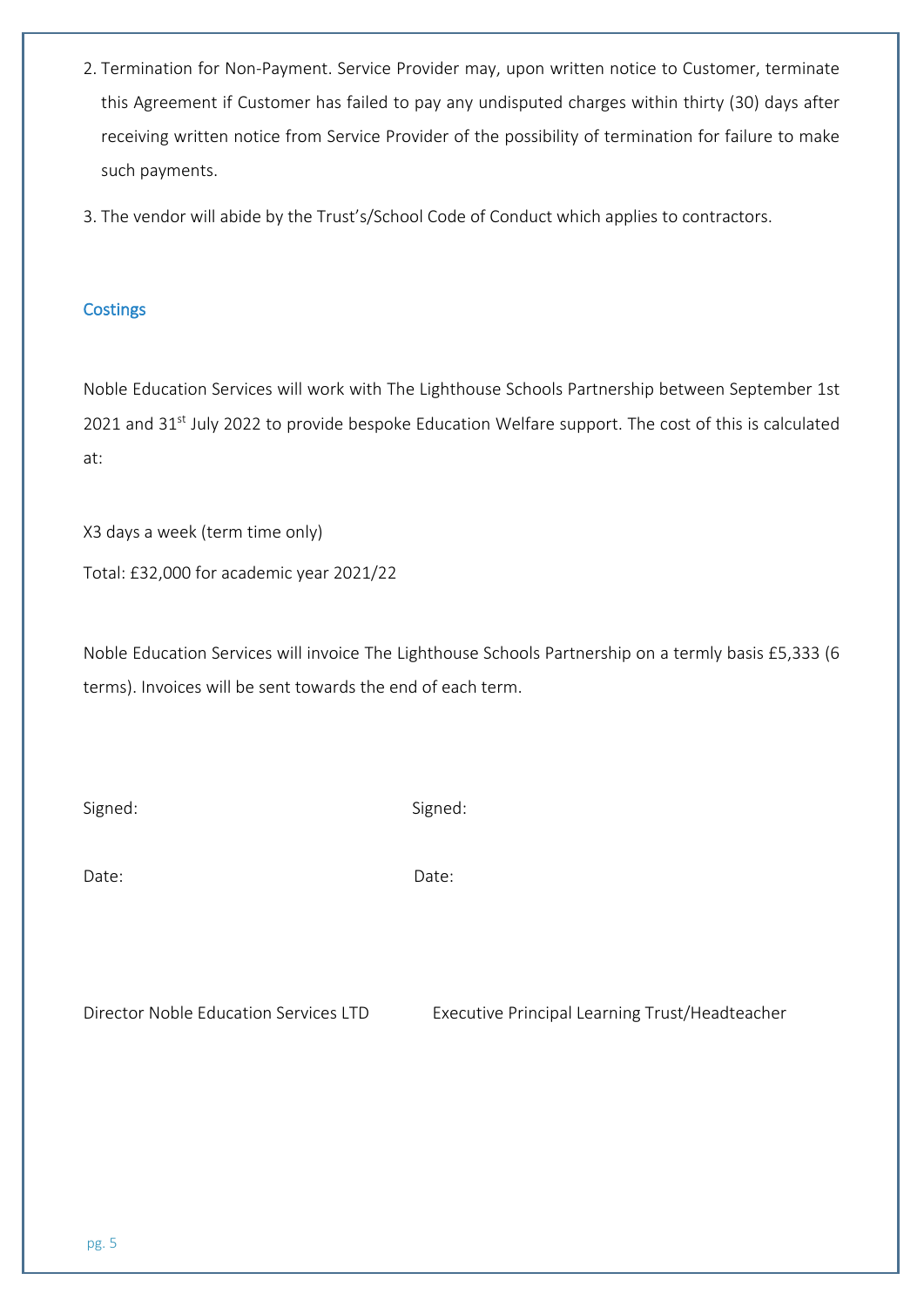2. Termination for Non-Payment. Service Provider may, upon written notice to Customer, terminate this Agreement if Customer has failed to pay any undisputed charges within thirty (30) days after receiving written notice from Service Provider of the possibility of termination for failure to make such payments.
3. The vendor will abide by the Trust's/School Code of Conduct which applies to contractors.

## Costings

Noble Education Services will work with The Lighthouse Schools Partnership between September 1st 2021 and 31st July 2022 to provide bespoke Education Welfare support. The cost of this is calculated at:

X3 days a week (term time only)

Total: £32,000 for academic year 2021/22

Noble Education Services will invoice The Lighthouse Schools Partnership on a termly basis £5,333 (6 terms). Invoices will be sent towards the end of each term.

Signed: Signed:

Date: Date:

Director Noble Education Services LTD Executive Principal Learning Trust/Headteacher